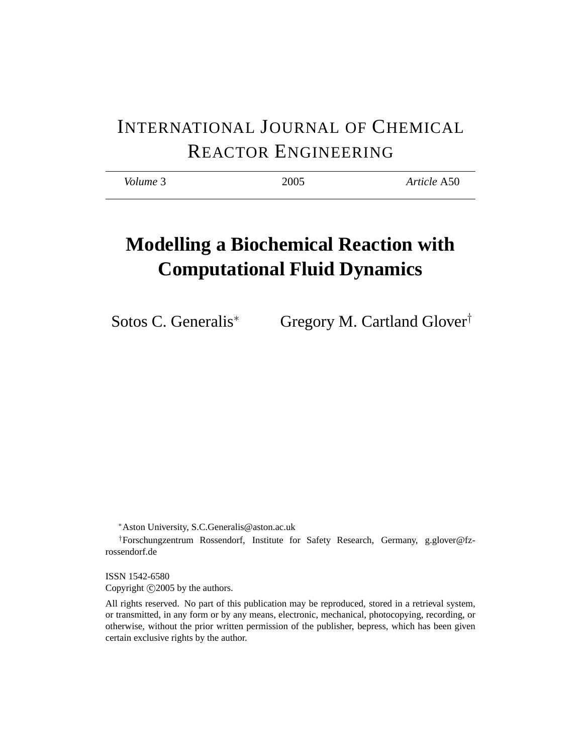INTERNATIONAL JOURNAL OF CHEMICAL REACTOR ENGINEERING

| *Volume* 3 | 2005 | *Article* A50 |
|---|---|---|

# Modelling a Biochemical Reaction with Computational Fluid Dynamics

Sotos C. Generalis[*] Gregory M. Cartland Glover[†]

[*] Aston University, S.C.Generalis@aston.ac.uk

[†] Forschungzentrum Rossendorf, Institute for Safety Research, Germany, g.glover@fz-rossendorf.de

ISSN 1542-6580
Copyright ©2005 by the authors.

All rights reserved. No part of this publication may be reproduced, stored in a retrieval system, or transmitted, in any form or by any means, electronic, mechanical, photocopying, recording, or otherwise, without the prior written permission of the publisher, bepress, which has been given certain exclusive rights by the author.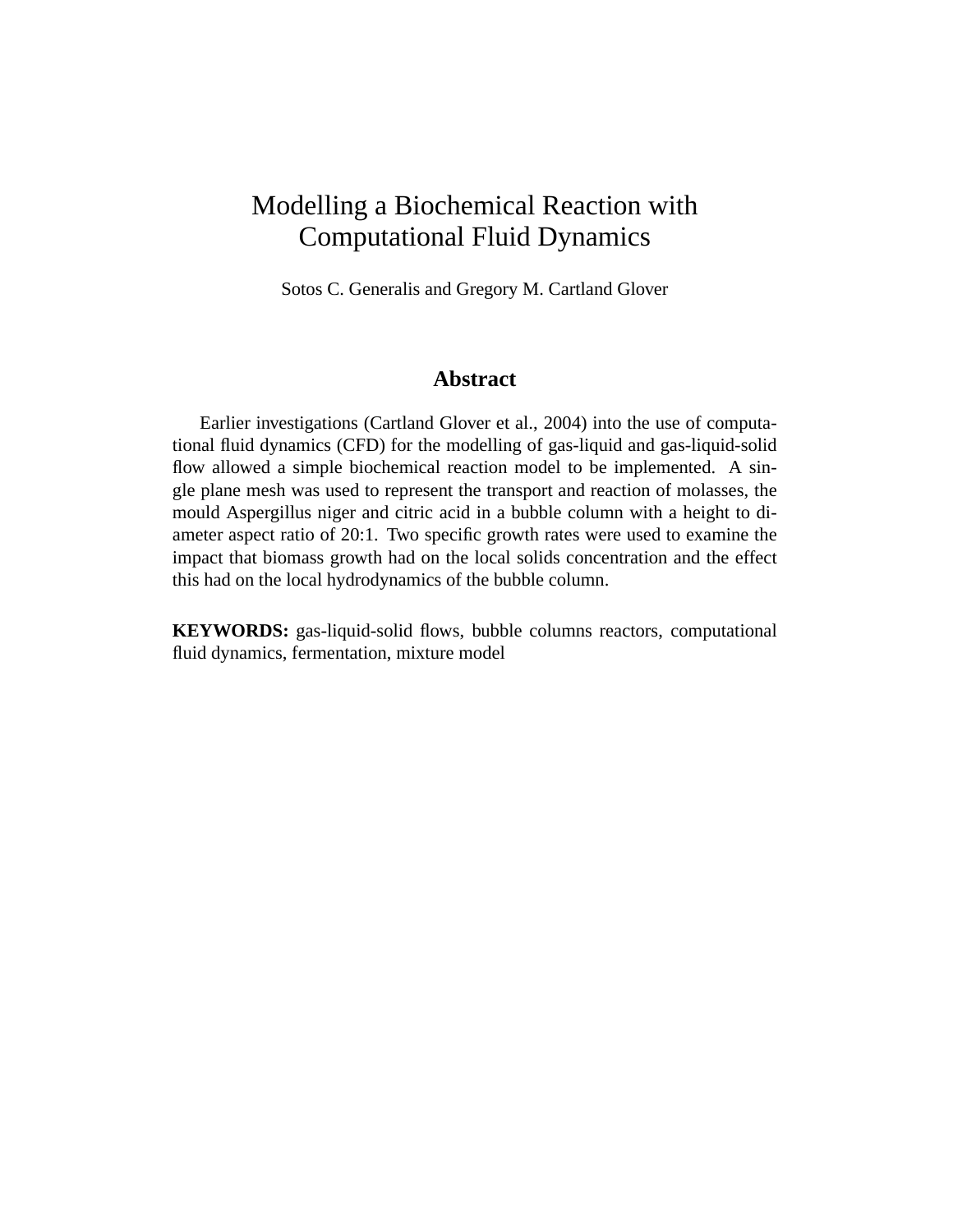# Modelling a Biochemical Reaction with Computational Fluid Dynamics

Sotos C. Generalis and Gregory M. Cartland Glover

## Abstract

Earlier investigations (Cartland Glover et al., 2004) into the use of computational fluid dynamics (CFD) for the modelling of gas-liquid and gas-liquid-solid flow allowed a simple biochemical reaction model to be implemented. A single plane mesh was used to represent the transport and reaction of molasses, the mould Aspergillus niger and citric acid in a bubble column with a height to diameter aspect ratio of 20:1. Two specific growth rates were used to examine the impact that biomass growth had on the local solids concentration and the effect this had on the local hydrodynamics of the bubble column.

**KEYWORDS:** gas-liquid-solid flows, bubble columns reactors, computational fluid dynamics, fermentation, mixture model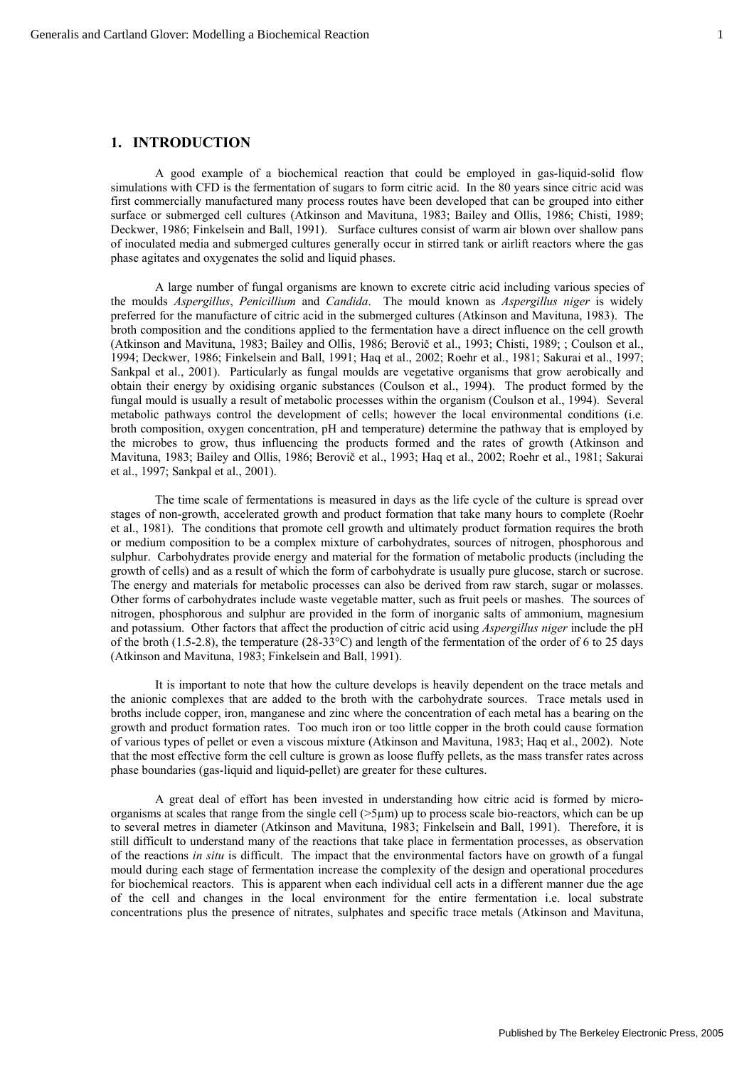## 1. INTRODUCTION

A good example of a biochemical reaction that could be employed in gas-liquid-solid flow simulations with CFD is the fermentation of sugars to form citric acid. In the 80 years since citric acid was first commercially manufactured many process routes have been developed that can be grouped into either surface or submerged cell cultures (Atkinson and Mavituna, 1983; Bailey and Ollis, 1986; Chisti, 1989; Deckwer, 1986; Finkelsein and Ball, 1991). Surface cultures consist of warm air blown over shallow pans of inoculated media and submerged cultures generally occur in stirred tank or airlift reactors where the gas phase agitates and oxygenates the solid and liquid phases.

A large number of fungal organisms are known to excrete citric acid including various species of the moulds *Aspergillus*, *Penicillium* and *Candida*. The mould known as *Aspergillus niger* is widely preferred for the manufacture of citric acid in the submerged cultures (Atkinson and Mavituna, 1983). The broth composition and the conditions applied to the fermentation have a direct influence on the cell growth (Atkinson and Mavituna, 1983; Bailey and Ollis, 1986; Berovič et al., 1993; Chisti, 1989; ; Coulson et al., 1994; Deckwer, 1986; Finkelsein and Ball, 1991; Haq et al., 2002; Roehr et al., 1981; Sakurai et al., 1997; Sankpal et al., 2001). Particularly as fungal moulds are vegetative organisms that grow aerobically and obtain their energy by oxidising organic substances (Coulson et al., 1994). The product formed by the fungal mould is usually a result of metabolic processes within the organism (Coulson et al., 1994). Several metabolic pathways control the development of cells; however the local environmental conditions (i.e. broth composition, oxygen concentration, pH and temperature) determine the pathway that is employed by the microbes to grow, thus influencing the products formed and the rates of growth (Atkinson and Mavituna, 1983; Bailey and Ollis, 1986; Berovič et al., 1993; Haq et al., 2002; Roehr et al., 1981; Sakurai et al., 1997; Sankpal et al., 2001).

The time scale of fermentations is measured in days as the life cycle of the culture is spread over stages of non-growth, accelerated growth and product formation that take many hours to complete (Roehr et al., 1981). The conditions that promote cell growth and ultimately product formation requires the broth or medium composition to be a complex mixture of carbohydrates, sources of nitrogen, phosphorous and sulphur. Carbohydrates provide energy and material for the formation of metabolic products (including the growth of cells) and as a result of which the form of carbohydrate is usually pure glucose, starch or sucrose. The energy and materials for metabolic processes can also be derived from raw starch, sugar or molasses. Other forms of carbohydrates include waste vegetable matter, such as fruit peels or mashes. The sources of nitrogen, phosphorous and sulphur are provided in the form of inorganic salts of ammonium, magnesium and potassium. Other factors that affect the production of citric acid using *Aspergillus niger* include the pH of the broth (1.5-2.8), the temperature (28-33°C) and length of the fermentation of the order of 6 to 25 days (Atkinson and Mavituna, 1983; Finkelsein and Ball, 1991).

It is important to note that how the culture develops is heavily dependent on the trace metals and the anionic complexes that are added to the broth with the carbohydrate sources. Trace metals used in broths include copper, iron, manganese and zinc where the concentration of each metal has a bearing on the growth and product formation rates. Too much iron or too little copper in the broth could cause formation of various types of pellet or even a viscous mixture (Atkinson and Mavituna, 1983; Haq et al., 2002). Note that the most effective form the cell culture is grown as loose fluffy pellets, as the mass transfer rates across phase boundaries (gas-liquid and liquid-pellet) are greater for these cultures.

A great deal of effort has been invested in understanding how citric acid is formed by micro-organisms at scales that range from the single cell (>5μm) up to process scale bio-reactors, which can be up to several metres in diameter (Atkinson and Mavituna, 1983; Finkelsein and Ball, 1991). Therefore, it is still difficult to understand many of the reactions that take place in fermentation processes, as observation of the reactions *in situ* is difficult. The impact that the environmental factors have on growth of a fungal mould during each stage of fermentation increase the complexity of the design and operational procedures for biochemical reactors. This is apparent when each individual cell acts in a different manner due the age of the cell and changes in the local environment for the entire fermentation i.e. local substrate concentrations plus the presence of nitrates, sulphates and specific trace metals (Atkinson and Mavituna,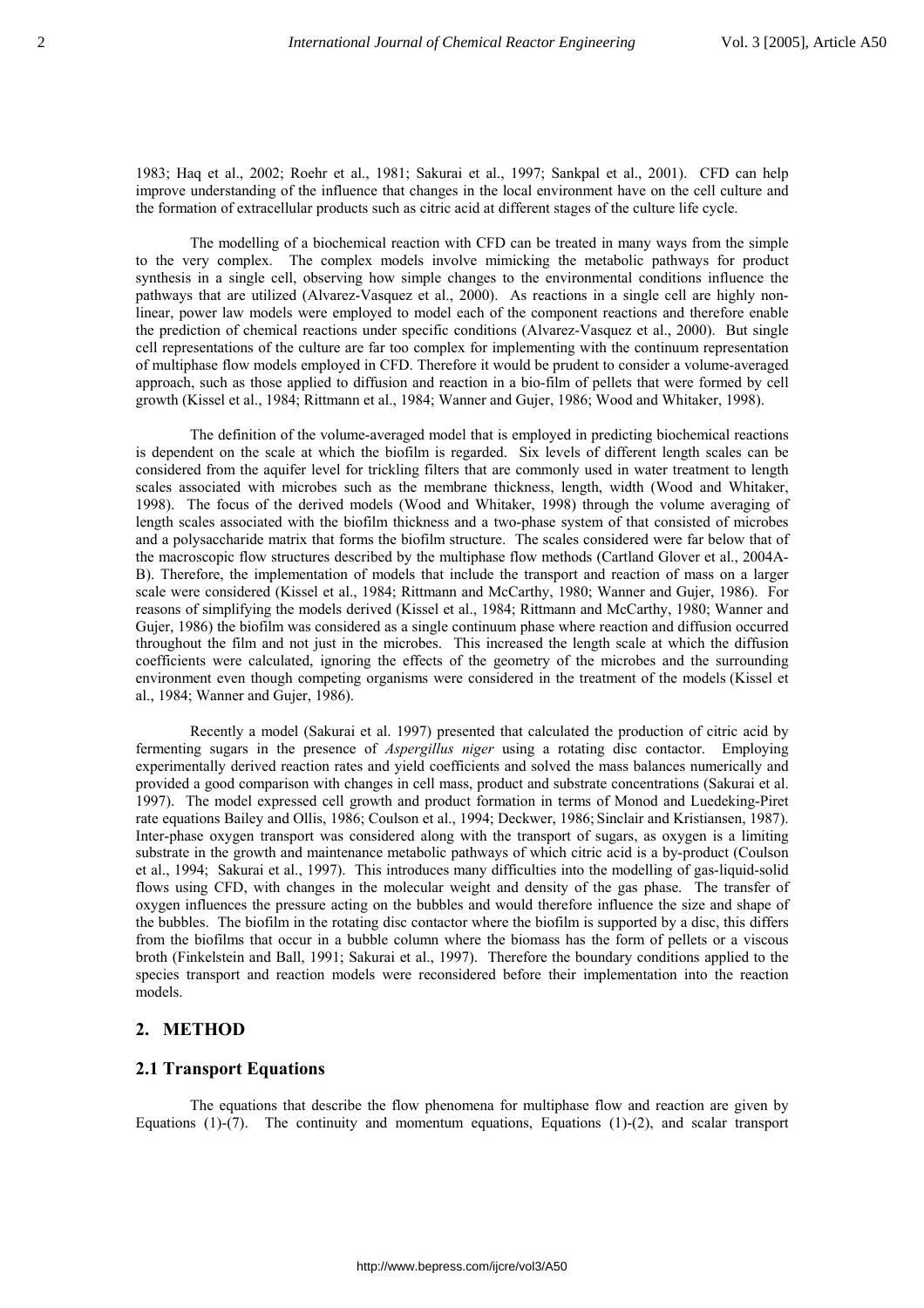1983; Haq et al., 2002; Roehr et al., 1981; Sakurai et al., 1997; Sankpal et al., 2001). CFD can help improve understanding of the influence that changes in the local environment have on the cell culture and the formation of extracellular products such as citric acid at different stages of the culture life cycle.

The modelling of a biochemical reaction with CFD can be treated in many ways from the simple to the very complex. The complex models involve mimicking the metabolic pathways for product synthesis in a single cell, observing how simple changes to the environmental conditions influence the pathways that are utilized (Alvarez-Vasquez et al., 2000). As reactions in a single cell are highly non-linear, power law models were employed to model each of the component reactions and therefore enable the prediction of chemical reactions under specific conditions (Alvarez-Vasquez et al., 2000). But single cell representations of the culture are far too complex for implementing with the continuum representation of multiphase flow models employed in CFD. Therefore it would be prudent to consider a volume-averaged approach, such as those applied to diffusion and reaction in a bio-film of pellets that were formed by cell growth (Kissel et al., 1984; Rittmann et al., 1984; Wanner and Gujer, 1986; Wood and Whitaker, 1998).

The definition of the volume-averaged model that is employed in predicting biochemical reactions is dependent on the scale at which the biofilm is regarded. Six levels of different length scales can be considered from the aquifer level for trickling filters that are commonly used in water treatment to length scales associated with microbes such as the membrane thickness, length, width (Wood and Whitaker, 1998). The focus of the derived models (Wood and Whitaker, 1998) through the volume averaging of length scales associated with the biofilm thickness and a two-phase system of that consisted of microbes and a polysaccharide matrix that forms the biofilm structure. The scales considered were far below that of the macroscopic flow structures described by the multiphase flow methods (Cartland Glover et al., 2004A-B). Therefore, the implementation of models that include the transport and reaction of mass on a larger scale were considered (Kissel et al., 1984; Rittmann and McCarthy, 1980; Wanner and Gujer, 1986). For reasons of simplifying the models derived (Kissel et al., 1984; Rittmann and McCarthy, 1980; Wanner and Gujer, 1986) the biofilm was considered as a single continuum phase where reaction and diffusion occurred throughout the film and not just in the microbes. This increased the length scale at which the diffusion coefficients were calculated, ignoring the effects of the geometry of the microbes and the surrounding environment even though competing organisms were considered in the treatment of the models (Kissel et al., 1984; Wanner and Gujer, 1986).

Recently a model (Sakurai et al. 1997) presented that calculated the production of citric acid by fermenting sugars in the presence of *Aspergillus niger* using a rotating disc contactor. Employing experimentally derived reaction rates and yield coefficients and solved the mass balances numerically and provided a good comparison with changes in cell mass, product and substrate concentrations (Sakurai et al. 1997). The model expressed cell growth and product formation in terms of Monod and Luedeking-Piret rate equations Bailey and Ollis, 1986; Coulson et al., 1994; Deckwer, 1986; Sinclair and Kristiansen, 1987). Inter-phase oxygen transport was considered along with the transport of sugars, as oxygen is a limiting substrate in the growth and maintenance metabolic pathways of which citric acid is a by-product (Coulson et al., 1994; Sakurai et al., 1997). This introduces many difficulties into the modelling of gas-liquid-solid flows using CFD, with changes in the molecular weight and density of the gas phase. The transfer of oxygen influences the pressure acting on the bubbles and would therefore influence the size and shape of the bubbles. The biofilm in the rotating disc contactor where the biofilm is supported by a disc, this differs from the biofilms that occur in a bubble column where the biomass has the form of pellets or a viscous broth (Finkelstein and Ball, 1991; Sakurai et al., 1997). Therefore the boundary conditions applied to the species transport and reaction models were reconsidered before their implementation into the reaction models.

## 2. METHOD

### 2.1 Transport Equations

The equations that describe the flow phenomena for multiphase flow and reaction are given by Equations (1)-(7). The continuity and momentum equations, Equations (1)-(2), and scalar transport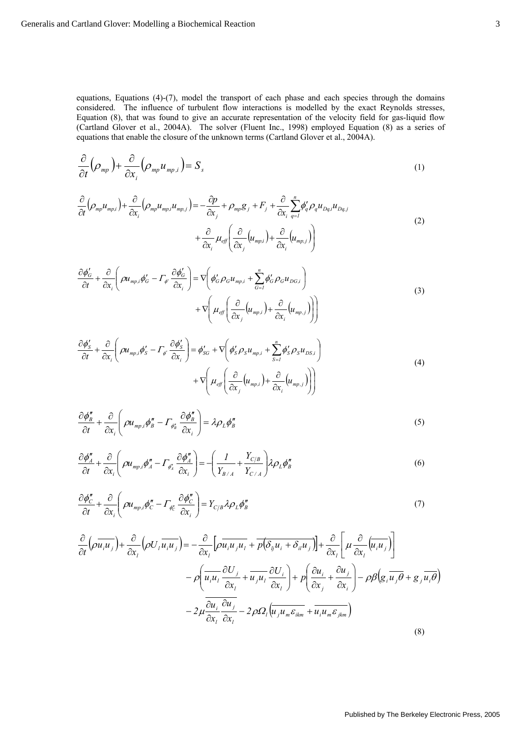equations, Equations (4)-(7), model the transport of each phase and each species through the domains considered. The influence of turbulent flow interactions is modelled by the exact Reynolds stresses, Equation (8), that was found to give an accurate representation of the velocity field for gas-liquid flow (Cartland Glover et al., 2004A). The solver (Fluent Inc., 1998) employed Equation (8) as a series of equations that enable the closure of the unknown terms (Cartland Glover et al., 2004A).

$$\frac{\partial}{\partial t}\left(\rho_{mp}\right)+\frac{\partial}{\partial x_i}\left(\rho_{mp}u_{mp,i}\right)=S_s \tag{1}$$

$$\frac{\partial}{\partial t}\left(\rho_{mp}u_{mp,i}\right)+\frac{\partial}{\partial x_i}\left(\rho_{mp}u_{mp,i}u_{mp,j}\right)=-\frac{\partial p}{\partial x_j}+\rho_{mp}g_j+F_j+\frac{\partial}{\partial x_i}\sum_{q=1}^{n}\phi'_q\rho_q u_{Dq,i}u_{Dq,j} + \frac{\partial}{\partial x_i}\mu_{eff}\left(\frac{\partial}{\partial x_j}\left(u_{mp,i}\right)+\frac{\partial}{\partial x_i}\left(u_{mp,j}\right)\right) \tag{2}$$

$$\frac{\partial \phi'_G}{\partial t}+\frac{\partial}{\partial x_i}\left(\rho u_{mp,i}\phi'_G-\Gamma_{\phi'}\frac{\partial \phi'_G}{\partial x_i}\right)=\nabla\left(\phi'_G\rho_G u_{mp,i}+\sum_{G=1}^{n}\phi'_G\rho_G u_{DG,i}\right) + \nabla\left(\mu_{eff}\left(\frac{\partial}{\partial x_j}\left(u_{mp,i}\right)+\frac{\partial}{\partial x_i}\left(u_{mp,j}\right)\right)\right) \tag{3}$$

$$\frac{\partial \phi'_S}{\partial t}+\frac{\partial}{\partial x_i}\left(\rho u_{mp,i}\phi'_S-\Gamma_{\phi'}\frac{\partial \phi'_S}{\partial x_i}\right)=\phi'_{SG}+\nabla\left(\phi'_S\rho_S u_{mp,i}+\sum_{S=1}^{n}\phi'_S\rho_S u_{DS,i}\right) + \nabla\left(\mu_{eff}\left(\frac{\partial}{\partial x_j}\left(u_{mp,i}\right)+\frac{\partial}{\partial x_i}\left(u_{mp,j}\right)\right)\right) \tag{4}$$

$$\frac{\partial \phi''_B}{\partial t}+\frac{\partial}{\partial x_i}\left(\rho u_{mp,i}\phi''_B-\Gamma_{\phi''_B}\frac{\partial \phi''_B}{\partial x_i}\right)=\lambda\rho_L\phi''_B \tag{5}$$

$$\frac{\partial \phi''_A}{\partial t}+\frac{\partial}{\partial x_i}\left(\rho u_{mp,i}\phi''_A-\Gamma_{\phi''_A}\frac{\partial \phi''_A}{\partial x_i}\right)=-\left(\frac{1}{Y_{B/A}}+\frac{Y_{C/B}}{Y_{C/A}}\right)\lambda\rho_L\phi''_B \tag{6}$$

$$\frac{\partial \phi''_C}{\partial t}+\frac{\partial}{\partial x_i}\left(\rho u_{mp,i}\phi''_C-\Gamma_{\phi''_C}\frac{\partial \phi''_C}{\partial x_i}\right)=Y_{C/B}\lambda\rho_L\phi''_B \tag{7}$$

$$\begin{aligned}\frac{\partial}{\partial t}\left(\rho\overline{u_iu_j}\right)+\frac{\partial}{\partial x_l}\left(\rho U_l\overline{u_iu_j}\right)=&-\frac{\partial}{\partial x_l}\left[\rho\overline{u_iu_ju_l}+\overline{p\left(\delta_{lj}u_i+\delta_{il}u_j\right)}\right]+\frac{\partial}{\partial x_l}\left[\mu\frac{\partial}{\partial x_l}\left(\overline{u_iu_j}\right)\right]\\&-\rho\left(\overline{u_iu_l}\frac{\partial U_j}{\partial x_l}+\overline{u_ju_l}\frac{\partial U_i}{\partial x_l}\right)+p\left(\frac{\partial u_i}{\partial x_j}+\frac{\partial u_j}{\partial x_i}\right)-\rho\beta\left(g_i\overline{u_j\theta}+g_j\overline{u_i\theta}\right)\\&-2\mu\overline{\frac{\partial u_i}{\partial x_l}\frac{\partial u_j}{\partial x_l}}-2\rho\Omega_l\left(\overline{u_ju_m\varepsilon_{ikm}}+\overline{u_iu_m\varepsilon_{jkm}}\right)\end{aligned} \tag{8}$$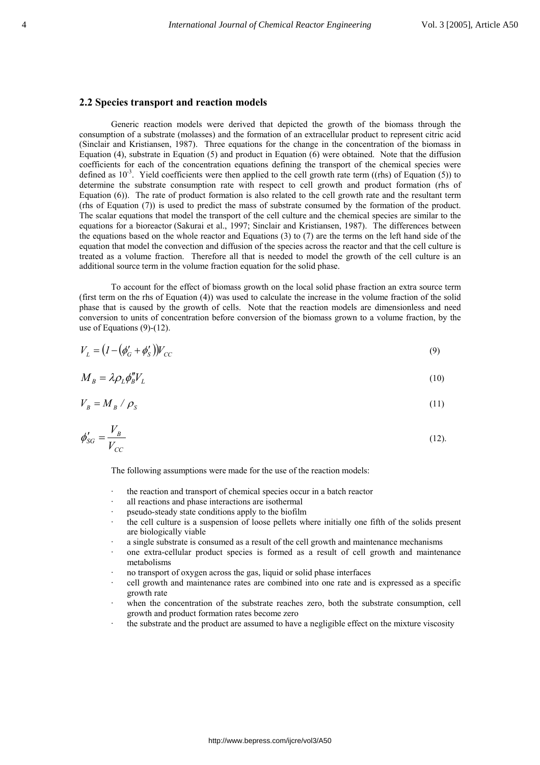## 2.2 Species transport and reaction models

Generic reaction models were derived that depicted the growth of the biomass through the consumption of a substrate (molasses) and the formation of an extracellular product to represent citric acid (Sinclair and Kristiansen, 1987). Three equations for the change in the concentration of the biomass in Equation (4), substrate in Equation (5) and product in Equation (6) were obtained. Note that the diffusion coefficients for each of the concentration equations defining the transport of the chemical species were defined as $10^{-3}$. Yield coefficients were then applied to the cell growth rate term ((rhs) of Equation (5)) to determine the substrate consumption rate with respect to cell growth and product formation (rhs of Equation (6)). The rate of product formation is also related to the cell growth rate and the resultant term (rhs of Equation (7)) is used to predict the mass of substrate consumed by the formation of the product. The scalar equations that model the transport of the cell culture and the chemical species are similar to the equations for a bioreactor (Sakurai et al., 1997; Sinclair and Kristiansen, 1987). The differences between the equations based on the whole reactor and Equations (3) to (7) are the terms on the left hand side of the equation that model the convection and diffusion of the species across the reactor and that the cell culture is treated as a volume fraction. Therefore all that is needed to model the growth of the cell culture is an additional source term in the volume fraction equation for the solid phase.

To account for the effect of biomass growth on the local solid phase fraction an extra source term (first term on the rhs of Equation (4)) was used to calculate the increase in the volume fraction of the solid phase that is caused by the growth of cells. Note that the reaction models are dimensionless and need conversion to units of concentration before conversion of the biomass grown to a volume fraction, by the use of Equations (9)-(12).

$$V_L = \left(1 - \left(\phi_G' + \phi_S'\right)\right) V_{CC} \tag{9}$$

$$M_B = \lambda \rho_L \phi_B'' V_L \tag{10}$$

$$V_B = M_B / \rho_S \tag{11}$$

$$\phi_{SG}' = \frac{V_B}{V_{CC}} \tag{12}$$

The following assumptions were made for the use of the reaction models:

- the reaction and transport of chemical species occur in a batch reactor
- all reactions and phase interactions are isothermal
- pseudo-steady state conditions apply to the biofilm
- the cell culture is a suspension of loose pellets where initially one fifth of the solids present are biologically viable
- a single substrate is consumed as a result of the cell growth and maintenance mechanisms
- one extra-cellular product species is formed as a result of cell growth and maintenance metabolisms
- no transport of oxygen across the gas, liquid or solid phase interfaces
- cell growth and maintenance rates are combined into one rate and is expressed as a specific growth rate
- when the concentration of the substrate reaches zero, both the substrate consumption, cell growth and product formation rates become zero
- the substrate and the product are assumed to have a negligible effect on the mixture viscosity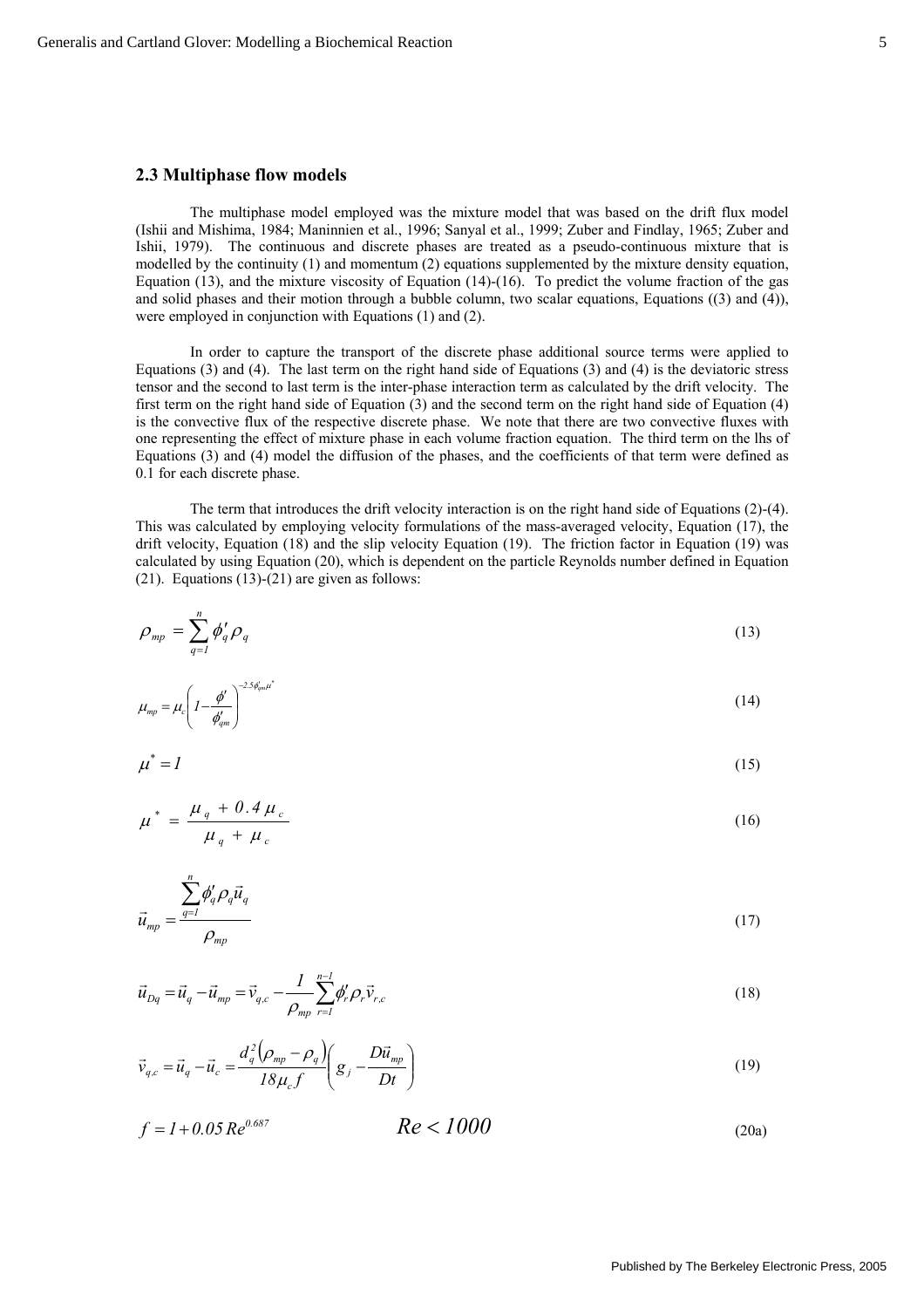### 2.3 Multiphase flow models

The multiphase model employed was the mixture model that was based on the drift flux model (Ishii and Mishima, 1984; Maninnien et al., 1996; Sanyal et al., 1999; Zuber and Findlay, 1965; Zuber and Ishii, 1979). The continuous and discrete phases are treated as a pseudo-continuous mixture that is modelled by the continuity (1) and momentum (2) equations supplemented by the mixture density equation, Equation (13), and the mixture viscosity of Equation (14)-(16). To predict the volume fraction of the gas and solid phases and their motion through a bubble column, two scalar equations, Equations ((3) and (4)), were employed in conjunction with Equations (1) and (2).

In order to capture the transport of the discrete phase additional source terms were applied to Equations (3) and (4). The last term on the right hand side of Equations (3) and (4) is the deviatoric stress tensor and the second to last term is the inter-phase interaction term as calculated by the drift velocity. The first term on the right hand side of Equation (3) and the second term on the right hand side of Equation (4) is the convective flux of the respective discrete phase. We note that there are two convective fluxes with one representing the effect of mixture phase in each volume fraction equation. The third term on the lhs of Equations (3) and (4) model the diffusion of the phases, and the coefficients of that term were defined as 0.1 for each discrete phase.

The term that introduces the drift velocity interaction is on the right hand side of Equations (2)-(4). This was calculated by employing velocity formulations of the mass-averaged velocity, Equation (17), the drift velocity, Equation (18) and the slip velocity Equation (19). The friction factor in Equation (19) was calculated by using Equation (20), which is dependent on the particle Reynolds number defined in Equation (21). Equations (13)-(21) are given as follows:

$$\rho_{mp} = \sum_{q=1}^{n} \phi'_q \rho_q \tag{13}$$

$$\mu_{mp} = \mu_c \left( 1 - \frac{\phi'}{\phi'_{qm}} \right)^{-2.5\phi'_{qm}\mu^*} \tag{14}$$

$$\mu^* = 1 \tag{15}$$

$$\mu^* = \frac{\mu_q + 0.4\,\mu_c}{\mu_q + \mu_c} \tag{16}$$

$$\vec{u}_{mp} = \frac{\sum_{q=1}^{n} \phi'_q \rho_q \vec{u}_q}{\rho_{mp}} \tag{17}$$

$$\vec{u}_{Dq} = \vec{u}_q - \vec{u}_{mp} = \vec{v}_{q,c} - \frac{1}{\rho_{mp}} \sum_{r=1}^{n-1} \phi'_r \rho_r \vec{v}_{r,c} \tag{18}$$

$$\vec{v}_{q,c} = \vec{u}_q - \vec{u}_c = \frac{d_q^2 \left( \rho_{mp} - \rho_q \right)}{18 \mu_c f} \left( g_j - \frac{D\vec{u}_{mp}}{Dt} \right) \tag{19}$$

$$f = 1 + 0.05\,Re^{0.687} \qquad Re < 1000 \tag{20a}$$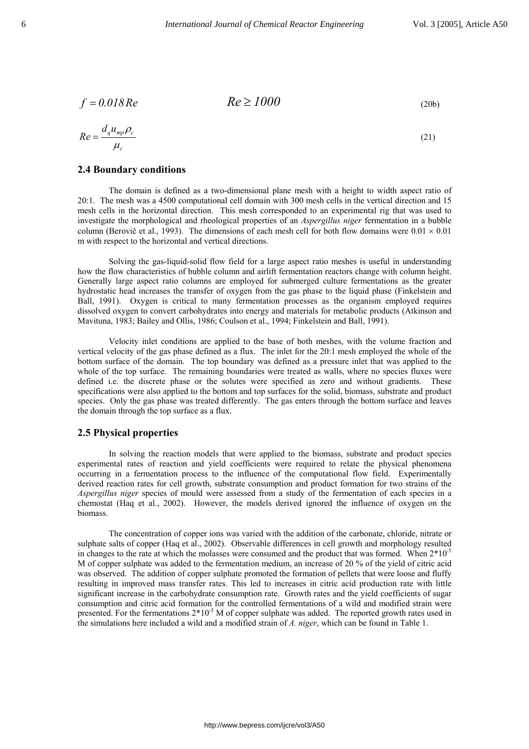$$f = 0.018\,Re \qquad Re \geq 1000 \tag{20b}$$

$$Re = \frac{d_q u_{mp} \rho_c}{\mu_c} \tag{21}$$

## 2.4 Boundary conditions

The domain is defined as a two-dimensional plane mesh with a height to width aspect ratio of 20:1. The mesh was a 4500 computational cell domain with 300 mesh cells in the vertical direction and 15 mesh cells in the horizontal direction. This mesh corresponded to an experimental rig that was used to investigate the morphological and rheological properties of an *Aspergillus niger* fermentation in a bubble column (Berovič et al., 1993). The dimensions of each mesh cell for both flow domains were $0.01 \times 0.01$ m with respect to the horizontal and vertical directions.

Solving the gas-liquid-solid flow field for a large aspect ratio meshes is useful in understanding how the flow characteristics of bubble column and airlift fermentation reactors change with column height. Generally large aspect ratio columns are employed for submerged culture fermentations as the greater hydrostatic head increases the transfer of oxygen from the gas phase to the liquid phase (Finkelstein and Ball, 1991). Oxygen is critical to many fermentation processes as the organism employed requires dissolved oxygen to convert carbohydrates into energy and materials for metabolic products (Atkinson and Mavituna, 1983; Bailey and Ollis, 1986; Coulson et al., 1994; Finkelstein and Ball, 1991).

Velocity inlet conditions are applied to the base of both meshes, with the volume fraction and vertical velocity of the gas phase defined as a flux. The inlet for the 20:1 mesh employed the whole of the bottom surface of the domain. The top boundary was defined as a pressure inlet that was applied to the whole of the top surface. The remaining boundaries were treated as walls, where no species fluxes were defined i.e. the discrete phase or the solutes were specified as zero and without gradients. These specifications were also applied to the bottom and top surfaces for the solid, biomass, substrate and product species. Only the gas phase was treated differently. The gas enters through the bottom surface and leaves the domain through the top surface as a flux.

## 2.5 Physical properties

In solving the reaction models that were applied to the biomass, substrate and product species experimental rates of reaction and yield coefficients were required to relate the physical phenomena occurring in a fermentation process to the influence of the computational flow field. Experimentally derived reaction rates for cell growth, substrate consumption and product formation for two strains of the *Aspergillus niger* species of mould were assessed from a study of the fermentation of each species in a chemostat (Haq et al., 2002). However, the models derived ignored the influence of oxygen on the biomass.

The concentration of copper ions was varied with the addition of the carbonate, chloride, nitrate or sulphate salts of copper (Haq et al., 2002). Observable differences in cell growth and morphology resulted in changes to the rate at which the molasses were consumed and the product that was formed. When $2 \times 10^{-5}$ M of copper sulphate was added to the fermentation medium, an increase of 20 % of the yield of citric acid was observed. The addition of copper sulphate promoted the formation of pellets that were loose and fluffy resulting in improved mass transfer rates. This led to increases in citric acid production rate with little significant increase in the carbohydrate consumption rate. Growth rates and the yield coefficients of sugar consumption and citric acid formation for the controlled fermentations of a wild and modified strain were presented. For the fermentations $2 \times 10^{-5}$ M of copper sulphate was added. The reported growth rates used in the simulations here included a wild and a modified strain of *A. niger*, which can be found in Table 1.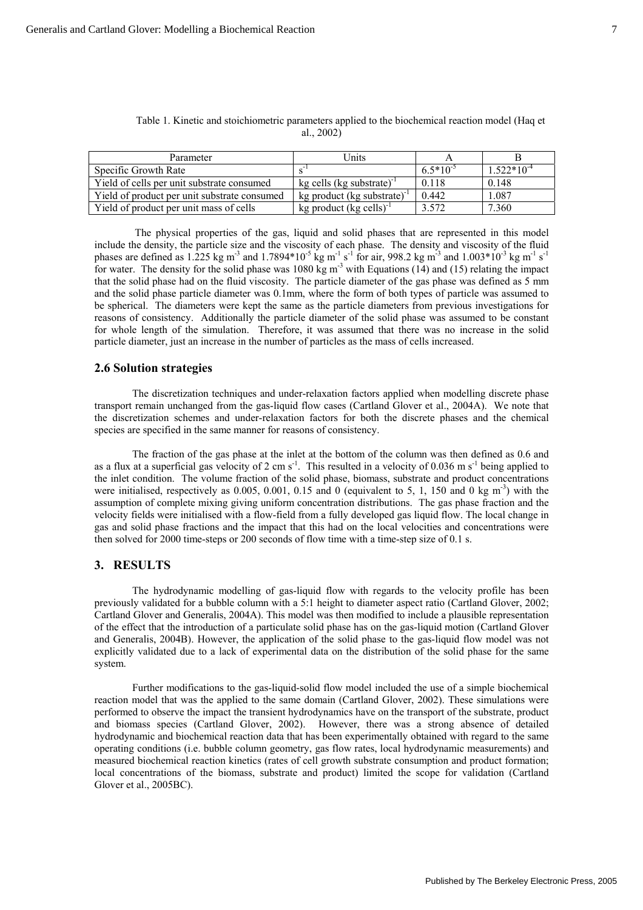Table 1. Kinetic and stoichiometric parameters applied to the biochemical reaction model (Haq et al., 2002)

| Parameter | Units | A | B |
|---|---|---|---|
| Specific Growth Rate | $s^{-1}$ | $6.5*10^{-5}$ | $1.522*10^{-4}$ |
| Yield of cells per unit substrate consumed | kg cells (kg substrate)$^{-1}$ | 0.118 | 0.148 |
| Yield of product per unit substrate consumed | kg product (kg substrate)$^{-1}$ | 0.442 | 1.087 |
| Yield of product per unit mass of cells | kg product (kg cells)$^{-1}$ | 3.572 | 7.360 |

The physical properties of the gas, liquid and solid phases that are represented in this model include the density, the particle size and the viscosity of each phase. The density and viscosity of the fluid phases are defined as 1.225 kg $m^{-3}$ and $1.7894*10^{-5}$ kg $m^{-1}$ $s^{-1}$ for air, 998.2 kg $m^{-3}$ and $1.003*10^{-3}$ kg $m^{-1}$ $s^{-1}$ for water. The density for the solid phase was 1080 kg $m^{-3}$ with Equations (14) and (15) relating the impact that the solid phase had on the fluid viscosity. The particle diameter of the gas phase was defined as 5 mm and the solid phase particle diameter was 0.1mm, where the form of both types of particle was assumed to be spherical. The diameters were kept the same as the particle diameters from previous investigations for reasons of consistency. Additionally the particle diameter of the solid phase was assumed to be constant for whole length of the simulation. Therefore, it was assumed that there was no increase in the solid particle diameter, just an increase in the number of particles as the mass of cells increased.

### 2.6 Solution strategies

The discretization techniques and under-relaxation factors applied when modelling discrete phase transport remain unchanged from the gas-liquid flow cases (Cartland Glover et al., 2004A). We note that the discretization schemes and under-relaxation factors for both the discrete phases and the chemical species are specified in the same manner for reasons of consistency.

The fraction of the gas phase at the inlet at the bottom of the column was then defined as 0.6 and as a flux at a superficial gas velocity of 2 cm $s^{-1}$. This resulted in a velocity of 0.036 m $s^{-1}$ being applied to the inlet condition. The volume fraction of the solid phase, biomass, substrate and product concentrations were initialised, respectively as 0.005, 0.001, 0.15 and 0 (equivalent to 5, 1, 150 and 0 kg $m^{-3}$) with the assumption of complete mixing giving uniform concentration distributions. The gas phase fraction and the velocity fields were initialised with a flow-field from a fully developed gas liquid flow. The local change in gas and solid phase fractions and the impact that this had on the local velocities and concentrations were then solved for 2000 time-steps or 200 seconds of flow time with a time-step size of 0.1 s.

## 3. RESULTS

The hydrodynamic modelling of gas-liquid flow with regards to the velocity profile has been previously validated for a bubble column with a 5:1 height to diameter aspect ratio (Cartland Glover, 2002; Cartland Glover and Generalis, 2004A). This model was then modified to include a plausible representation of the effect that the introduction of a particulate solid phase has on the gas-liquid motion (Cartland Glover and Generalis, 2004B). However, the application of the solid phase to the gas-liquid flow model was not explicitly validated due to a lack of experimental data on the distribution of the solid phase for the same system.

Further modifications to the gas-liquid-solid flow model included the use of a simple biochemical reaction model that was the applied to the same domain (Cartland Glover, 2002). These simulations were performed to observe the impact the transient hydrodynamics have on the transport of the substrate, product and biomass species (Cartland Glover, 2002). However, there was a strong absence of detailed hydrodynamic and biochemical reaction data that has been experimentally obtained with regard to the same operating conditions (i.e. bubble column geometry, gas flow rates, local hydrodynamic measurements) and measured biochemical reaction kinetics (rates of cell growth substrate consumption and product formation; local concentrations of the biomass, substrate and product) limited the scope for validation (Cartland Glover et al., 2005BC).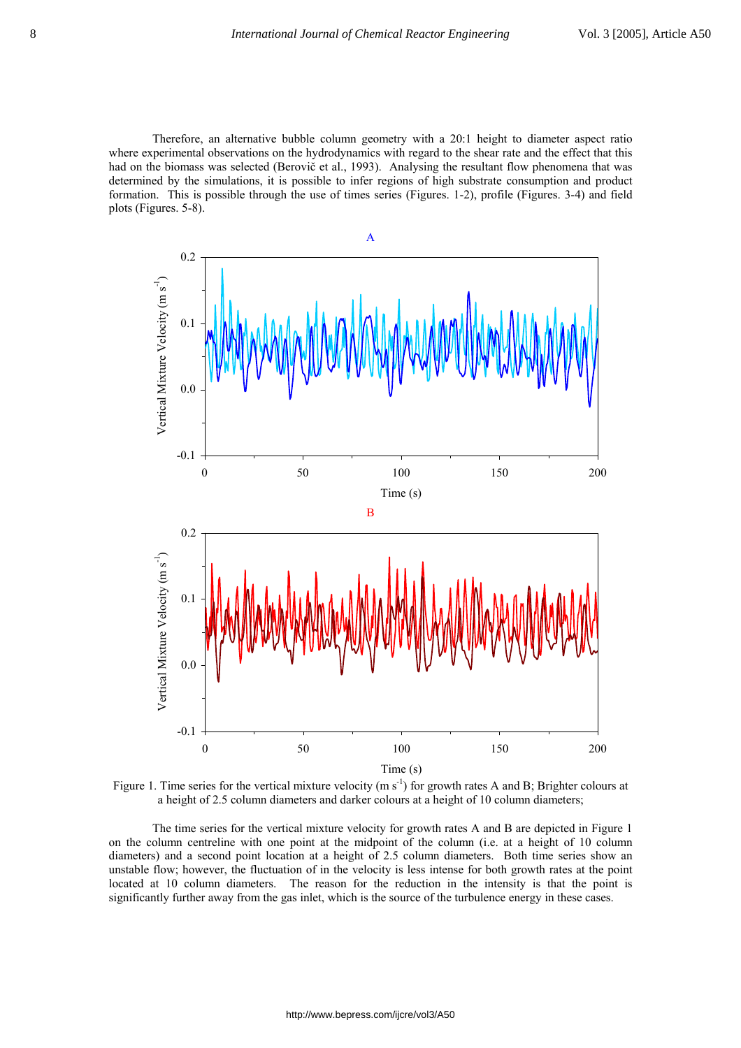Therefore, an alternative bubble column geometry with a 20:1 height to diameter aspect ratio where experimental observations on the hydrodynamics with regard to the shear rate and the effect that this had on the biomass was selected (Berovič et al., 1993). Analysing the resultant flow phenomena that was determined by the simulations, it is possible to infer regions of high substrate consumption and product formation. This is possible through the use of times series (Figures. 1-2), profile (Figures. 3-4) and field plots (Figures. 5-8).

Figure 1. Time series for the vertical mixture velocity (m $s^{-1}$) for growth rates A and B; Brighter colours at a height of 2.5 column diameters and darker colours at a height of 10 column diameters;

The time series for the vertical mixture velocity for growth rates A and B are depicted in Figure 1 on the column centreline with one point at the midpoint of the column (i.e. at a height of 10 column diameters) and a second point location at a height of 2.5 column diameters. Both time series show an unstable flow; however, the fluctuation of in the velocity is less intense for both growth rates at the point located at 10 column diameters. The reason for the reduction in the intensity is that the point is significantly further away from the gas inlet, which is the source of the turbulence energy in these cases.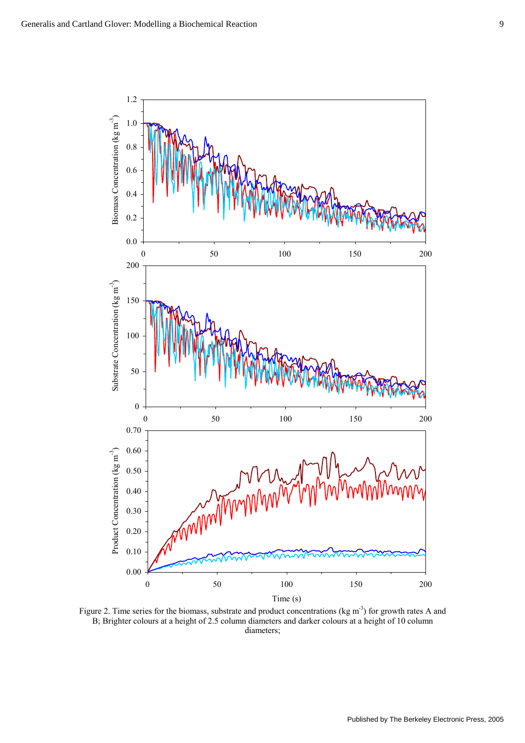Figure 2. Time series for the biomass, substrate and product concentrations (kg m$^{-3}$) for growth rates A and B; Brighter colours at a height of 2.5 column diameters and darker colours at a height of 10 column diameters;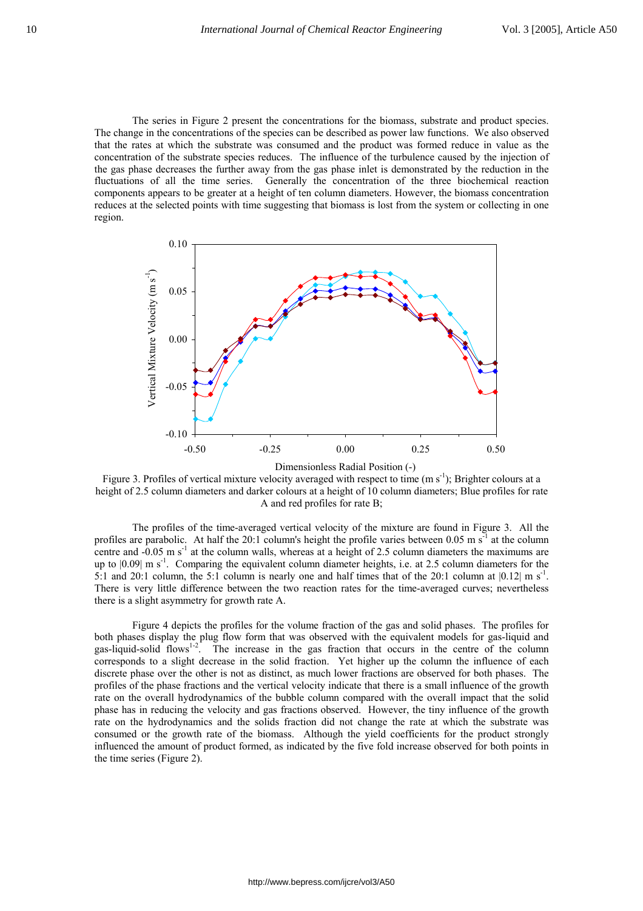The series in Figure 2 present the concentrations for the biomass, substrate and product species. The change in the concentrations of the species can be described as power law functions. We also observed that the rates at which the substrate was consumed and the product was formed reduce in value as the concentration of the substrate species reduces. The influence of the turbulence caused by the injection of the gas phase decreases the further away from the gas phase inlet is demonstrated by the reduction in the fluctuations of all the time series. Generally the concentration of the three biochemical reaction components appears to be greater at a height of ten column diameters. However, the biomass concentration reduces at the selected points with time suggesting that biomass is lost from the system or collecting in one region.

Figure 3. Profiles of vertical mixture velocity averaged with respect to time (m $s^{-1}$); Brighter colours at a height of 2.5 column diameters and darker colours at a height of 10 column diameters; Blue profiles for rate A and red profiles for rate B;

The profiles of the time-averaged vertical velocity of the mixture are found in Figure 3. All the profiles are parabolic. At half the 20:1 column's height the profile varies between 0.05 m $s^{-1}$ at the column centre and -0.05 m $s^{-1}$ at the column walls, whereas at a height of 2.5 column diameters the maximums are up to |0.09| m $s^{-1}$. Comparing the equivalent column diameter heights, i.e. at 2.5 column diameters for the 5:1 and 20:1 column, the 5:1 column is nearly one and half times that of the 20:1 column at |0.12| m $s^{-1}$. There is very little difference between the two reaction rates for the time-averaged curves; nevertheless there is a slight asymmetry for growth rate A.

Figure 4 depicts the profiles for the volume fraction of the gas and solid phases. The profiles for both phases display the plug flow form that was observed with the equivalent models for gas-liquid and gas-liquid-solid flows[1-2]. The increase in the gas fraction that occurs in the centre of the column corresponds to a slight decrease in the solid fraction. Yet higher up the column the influence of each discrete phase over the other is not as distinct, as much lower fractions are observed for both phases. The profiles of the phase fractions and the vertical velocity indicate that there is a small influence of the growth rate on the overall hydrodynamics of the bubble column compared with the overall impact that the solid phase has in reducing the velocity and gas fractions observed. However, the tiny influence of the growth rate on the hydrodynamics and the solids fraction did not change the rate at which the substrate was consumed or the growth rate of the biomass. Although the yield coefficients for the product strongly influenced the amount of product formed, as indicated by the five fold increase observed for both points in the time series (Figure 2).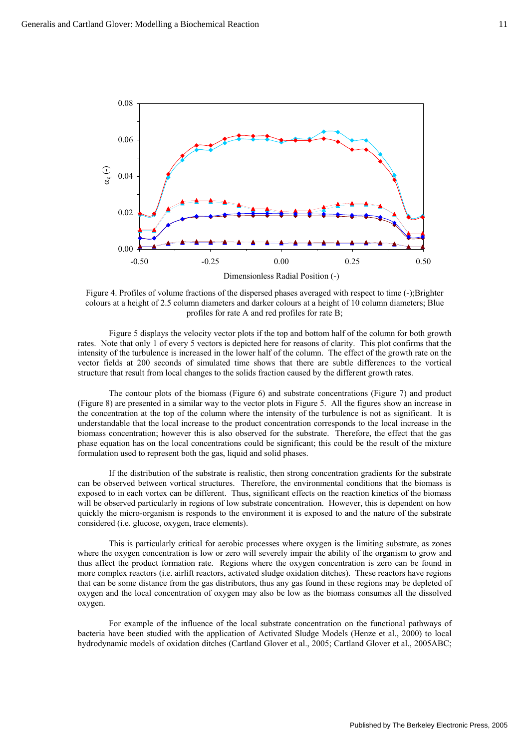0.08

0.06

0.04

0.02

0.00

-0.50

-0.25

0.00

0.25

0.50

$\alpha_q$ (-)

Dimensionless Radial Position (-)

Figure 4. Profiles of volume fractions of the dispersed phases averaged with respect to time (-);Brighter colours at a height of 2.5 column diameters and darker colours at a height of 10 column diameters; Blue profiles for rate A and red profiles for rate B;

Figure 5 displays the velocity vector plots if the top and bottom half of the column for both growth rates. Note that only 1 of every 5 vectors is depicted here for reasons of clarity. This plot confirms that the intensity of the turbulence is increased in the lower half of the column. The effect of the growth rate on the vector fields at 200 seconds of simulated time shows that there are subtle differences to the vortical structure that result from local changes to the solids fraction caused by the different growth rates.

The contour plots of the biomass (Figure 6) and substrate concentrations (Figure 7) and product (Figure 8) are presented in a similar way to the vector plots in Figure 5. All the figures show an increase in the concentration at the top of the column where the intensity of the turbulence is not as significant. It is understandable that the local increase to the product concentration corresponds to the local increase in the biomass concentration; however this is also observed for the substrate. Therefore, the effect that the gas phase equation has on the local concentrations could be significant; this could be the result of the mixture formulation used to represent both the gas, liquid and solid phases.

If the distribution of the substrate is realistic, then strong concentration gradients for the substrate can be observed between vortical structures. Therefore, the environmental conditions that the biomass is exposed to in each vortex can be different. Thus, significant effects on the reaction kinetics of the biomass will be observed particularly in regions of low substrate concentration. However, this is dependent on how quickly the micro-organism is responds to the environment it is exposed to and the nature of the substrate considered (i.e. glucose, oxygen, trace elements).

This is particularly critical for aerobic processes where oxygen is the limiting substrate, as zones where the oxygen concentration is low or zero will severely impair the ability of the organism to grow and thus affect the product formation rate. Regions where the oxygen concentration is zero can be found in more complex reactors (i.e. airlift reactors, activated sludge oxidation ditches). These reactors have regions that can be some distance from the gas distributors, thus any gas found in these regions may be depleted of oxygen and the local concentration of oxygen may also be low as the biomass consumes all the dissolved oxygen.

For example of the influence of the local substrate concentration on the functional pathways of bacteria have been studied with the application of Activated Sludge Models (Henze et al., 2000) to local hydrodynamic models of oxidation ditches (Cartland Glover et al., 2005; Cartland Glover et al., 2005ABC;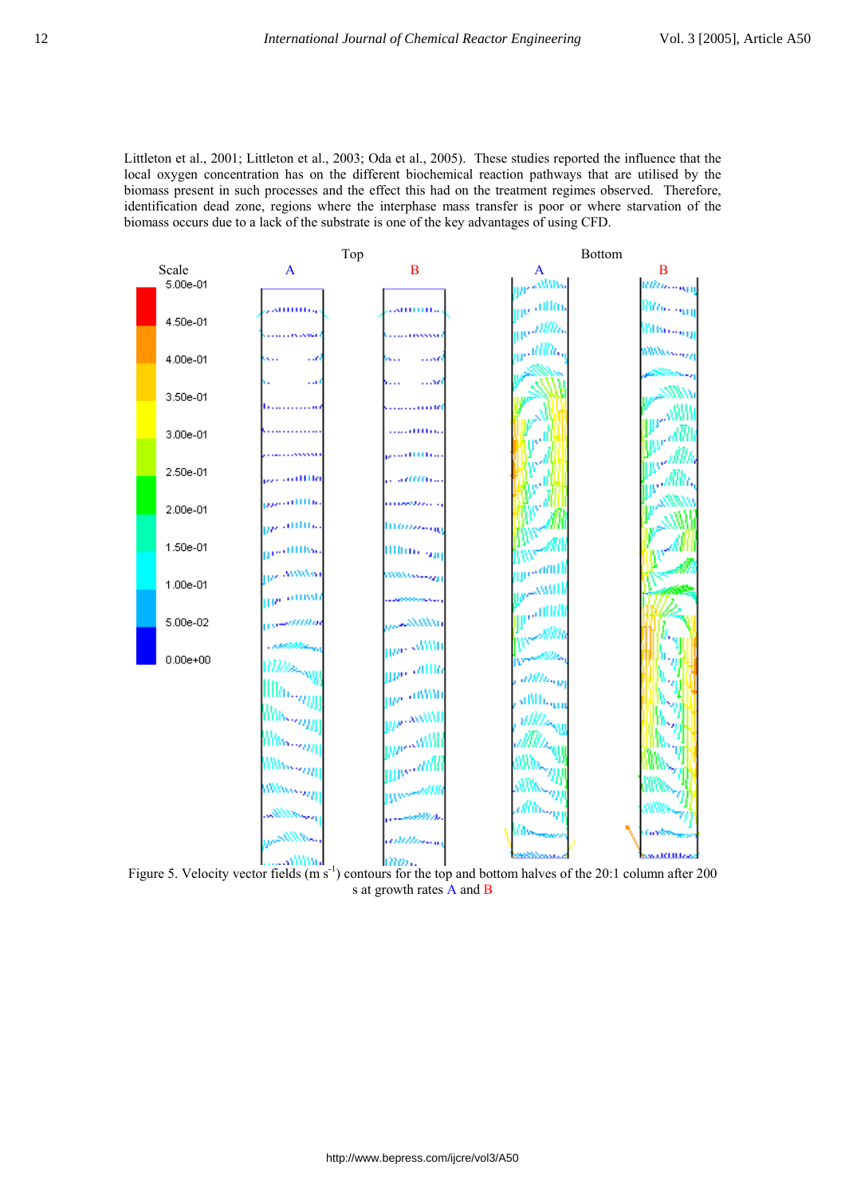Littleton et al., 2001; Littleton et al., 2003; Oda et al., 2005). These studies reported the influence that the local oxygen concentration has on the different biochemical reaction pathways that are utilised by the biomass present in such processes and the effect this had on the treatment regimes observed. Therefore, identification dead zone, regions where the interphase mass transfer is poor or where starvation of the biomass occurs due to a lack of the substrate is one of the key advantages of using CFD.

Figure 5. Velocity vector fields (m s$^{-1}$) contours for the top and bottom halves of the 20:1 column after 200 s at growth rates A and B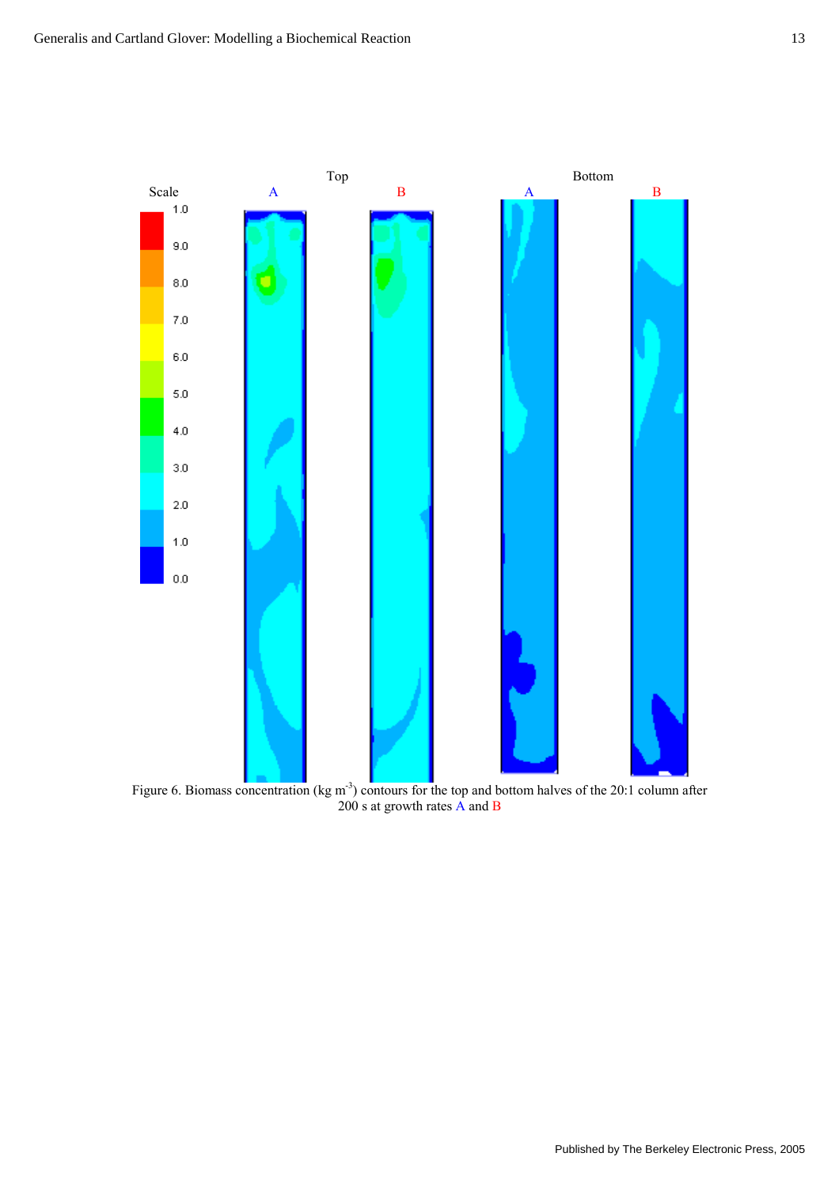Figure 6. Biomass concentration (kg m$^{-3}$) contours for the top and bottom halves of the 20:1 column after 200 s at growth rates A and B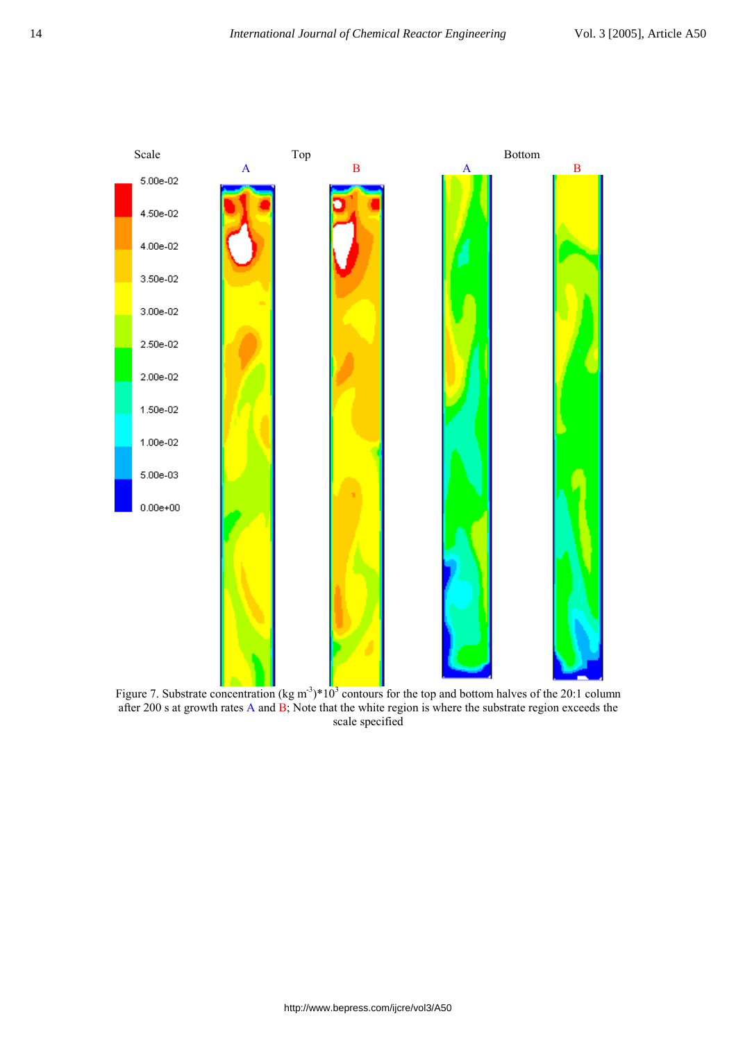Figure 7. Substrate concentration (kg m$^{-3}$)*10$^{3}$ contours for the top and bottom halves of the 20:1 column after 200 s at growth rates A and B; Note that the white region is where the substrate region exceeds the scale specified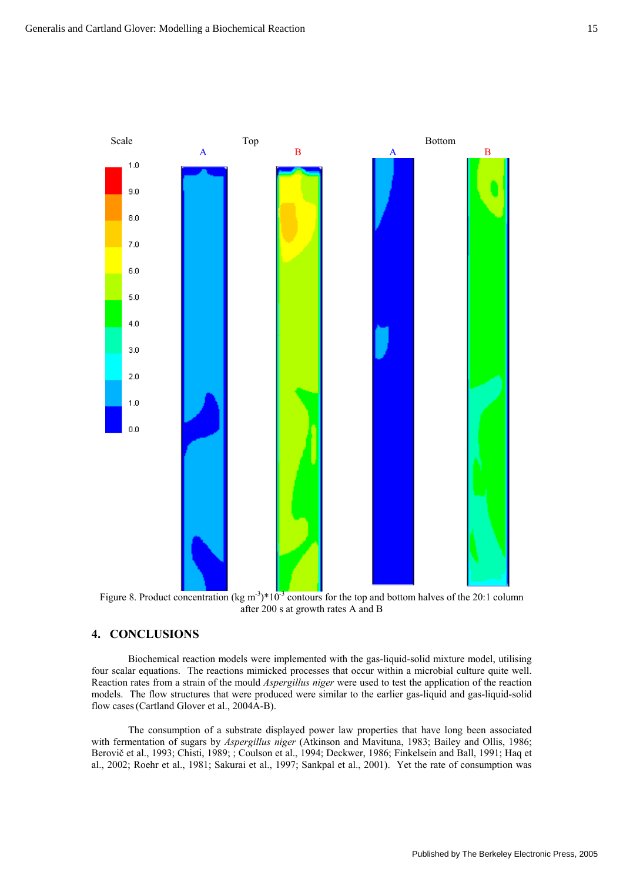Figure 8. Product concentration (kg m$^{-3}$)*10$^{-3}$ contours for the top and bottom halves of the 20:1 column after 200 s at growth rates A and B

## 4. CONCLUSIONS

Biochemical reaction models were implemented with the gas-liquid-solid mixture model, utilising four scalar equations. The reactions mimicked processes that occur within a microbial culture quite well. Reaction rates from a strain of the mould *Aspergillus niger* were used to test the application of the reaction models. The flow structures that were produced were similar to the earlier gas-liquid and gas-liquid-solid flow cases (Cartland Glover et al., 2004A-B).

The consumption of a substrate displayed power law properties that have long been associated with fermentation of sugars by *Aspergillus niger* (Atkinson and Mavituna, 1983; Bailey and Ollis, 1986; Berovič et al., 1993; Chisti, 1989; ; Coulson et al., 1994; Deckwer, 1986; Finkelsein and Ball, 1991; Haq et al., 2002; Roehr et al., 1981; Sakurai et al., 1997; Sankpal et al., 2001). Yet the rate of consumption was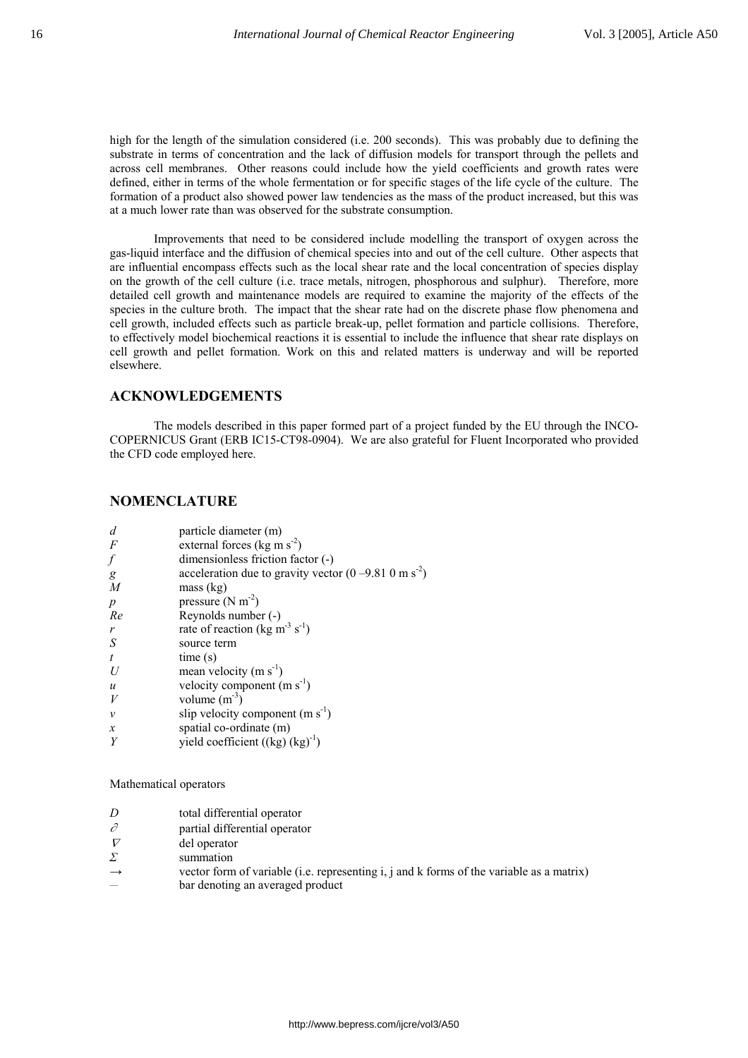high for the length of the simulation considered (i.e. 200 seconds). This was probably due to defining the substrate in terms of concentration and the lack of diffusion models for transport through the pellets and across cell membranes. Other reasons could include how the yield coefficients and growth rates were defined, either in terms of the whole fermentation or for specific stages of the life cycle of the culture. The formation of a product also showed power law tendencies as the mass of the product increased, but this was at a much lower rate than was observed for the substrate consumption.

Improvements that need to be considered include modelling the transport of oxygen across the gas-liquid interface and the diffusion of chemical species into and out of the cell culture. Other aspects that are influential encompass effects such as the local shear rate and the local concentration of species display on the growth of the cell culture (i.e. trace metals, nitrogen, phosphorous and sulphur). Therefore, more detailed cell growth and maintenance models are required to examine the majority of the effects of the species in the culture broth. The impact that the shear rate had on the discrete phase flow phenomena and cell growth, included effects such as particle break-up, pellet formation and particle collisions. Therefore, to effectively model biochemical reactions it is essential to include the influence that shear rate displays on cell growth and pellet formation. Work on this and related matters is underway and will be reported elsewhere.

## ACKNOWLEDGEMENTS

The models described in this paper formed part of a project funded by the EU through the INCO-COPERNICUS Grant (ERB IC15-CT98-0904). We are also grateful for Fluent Incorporated who provided the CFD code employed here.

## NOMENCLATURE

| | |
|---|---|
| $d$ | particle diameter (m) |
| $F$ | external forces (kg m $s^{-2}$) |
| $f$ | dimensionless friction factor (-) |
| $g$ | acceleration due to gravity vector (0 –9.81 0 m $s^{-2}$) |
| $M$ | mass (kg) |
| $p$ | pressure (N $m^{-2}$) |
| $Re$ | Reynolds number (-) |
| $r$ | rate of reaction (kg $m^{-3}$ $s^{-1}$) |
| $S$ | source term |
| $t$ | time (s) |
| $U$ | mean velocity (m $s^{-1}$) |
| $u$ | velocity component (m $s^{-1}$) |
| $V$ | volume ($m^{-3}$) |
| $v$ | slip velocity component (m $s^{-1}$) |
| $x$ | spatial co-ordinate (m) |
| $Y$ | yield coefficient ((kg) $(kg)^{-1}$) |

Mathematical operators

| | |
|---|---|
| $D$ | total differential operator |
| $\partial$ | partial differential operator |
| $\nabla$ | del operator |
| $\Sigma$ | summation |
| $\rightarrow$ | vector form of variable (i.e. representing i, j and k forms of the variable as a matrix) |
| — | bar denoting an averaged product |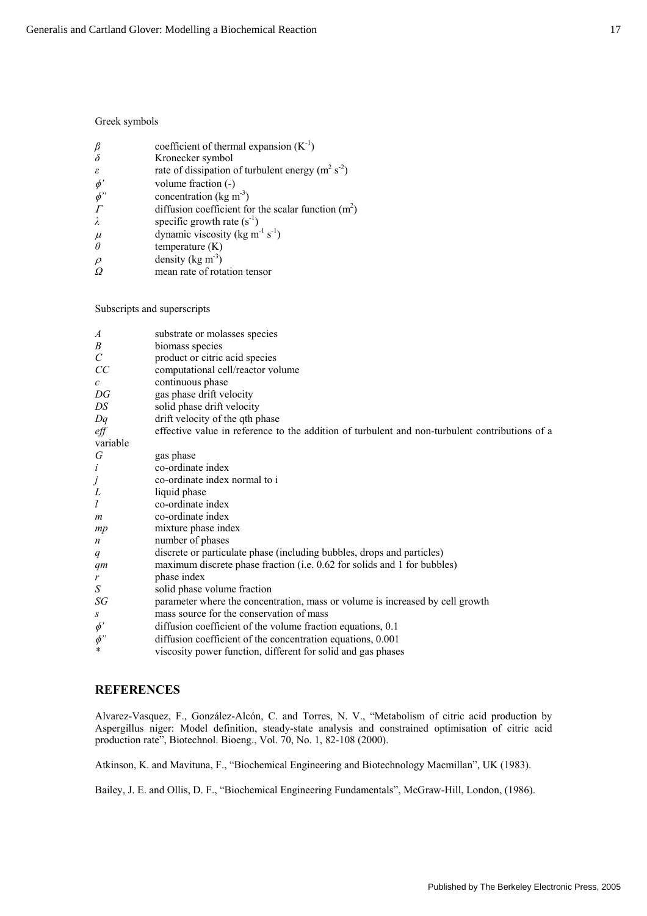Greek symbols

| | |
|---|---|
| $\beta$ | coefficient of thermal expansion ($K^{-1}$) |
| $\delta$ | Kronecker symbol |
| $\varepsilon$ | rate of dissipation of turbulent energy ($m^2\ s^{-2}$) |
| $\phi'$ | volume fraction (-) |
| $\phi''$ | concentration ($kg\ m^{-3}$) |
| $\Gamma$ | diffusion coefficient for the scalar function ($m^2$) |
| $\lambda$ | specific growth rate ($s^{-1}$) |
| $\mu$ | dynamic viscosity ($kg\ m^{-1}\ s^{-1}$) |
| $\theta$ | temperature (K) |
| $\rho$ | density ($kg\ m^{-3}$) |
| $\Omega$ | mean rate of rotation tensor |

Subscripts and superscripts

| | |
|---|---|
| $A$ | substrate or molasses species |
| $B$ | biomass species |
| $C$ | product or citric acid species |
| $CC$ | computational cell/reactor volume |
| $c$ | continuous phase |
| $DG$ | gas phase drift velocity |
| $DS$ | solid phase drift velocity |
| $Dq$ | drift velocity of the qth phase |
| $eff$ | effective value in reference to the addition of turbulent and non-turbulent contributions of a variable |
| $G$ | gas phase |
| $i$ | co-ordinate index |
| $j$ | co-ordinate index normal to i |
| $L$ | liquid phase |
| $l$ | co-ordinate index |
| $m$ | co-ordinate index |
| $mp$ | mixture phase index |
| $n$ | number of phases |
| $q$ | discrete or particulate phase (including bubbles, drops and particles) |
| $qm$ | maximum discrete phase fraction (i.e. 0.62 for solids and 1 for bubbles) |
| $r$ | phase index |
| $S$ | solid phase volume fraction |
| $SG$ | parameter where the concentration, mass or volume is increased by cell growth |
| $s$ | mass source for the conservation of mass |
| $\phi'$ | diffusion coefficient of the volume fraction equations, 0.1 |
| $\phi''$ | diffusion coefficient of the concentration equations, 0.001 |
| $*$ | viscosity power function, different for solid and gas phases |

## REFERENCES

Alvarez-Vasquez, F., González-Alcón, C. and Torres, N. V., "Metabolism of citric acid production by Aspergillus niger: Model definition, steady-state analysis and constrained optimisation of citric acid production rate", Biotechnol. Bioeng., Vol. 70, No. 1, 82-108 (2000).

Atkinson, K. and Mavituna, F., "Biochemical Engineering and Biotechnology Macmillan", UK (1983).

Bailey, J. E. and Ollis, D. F., "Biochemical Engineering Fundamentals", McGraw-Hill, London, (1986).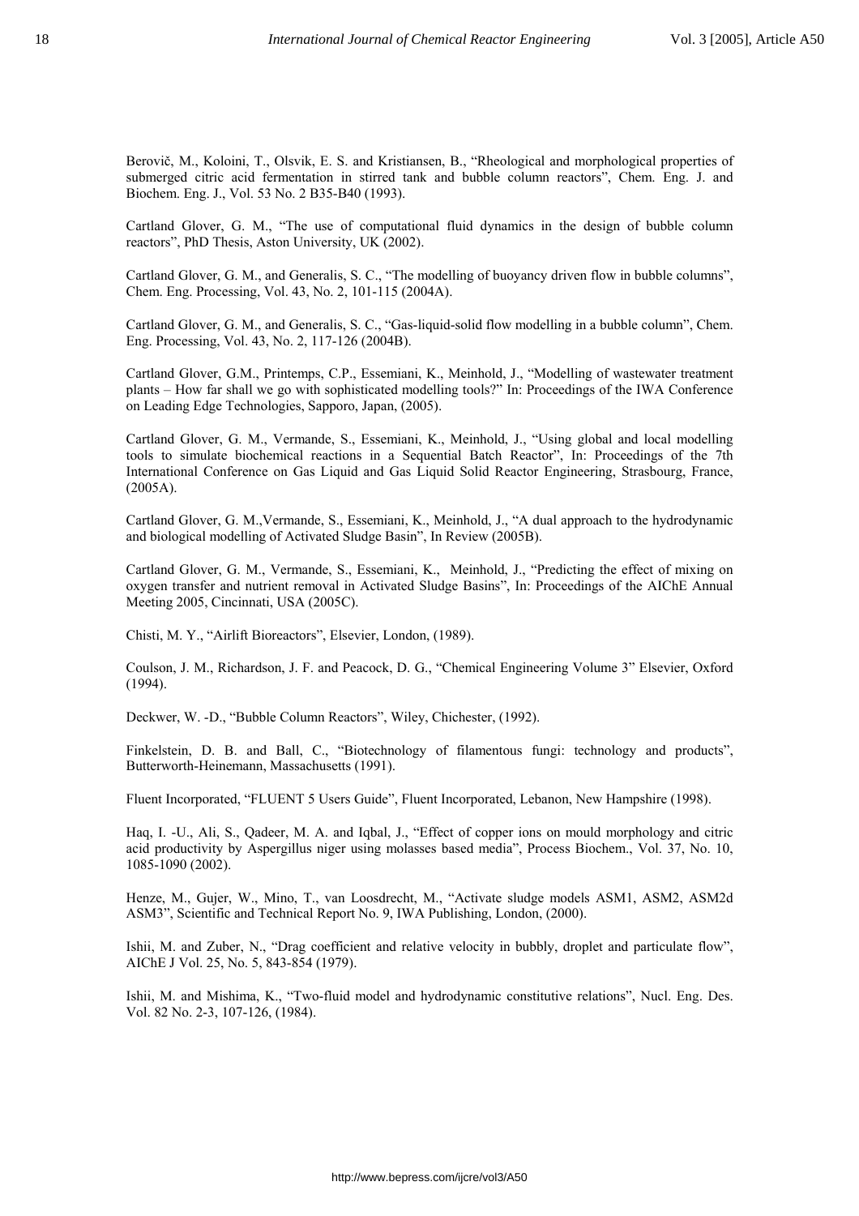Berovič, M., Koloini, T., Olsvik, E. S. and Kristiansen, B., "Rheological and morphological properties of submerged citric acid fermentation in stirred tank and bubble column reactors", Chem. Eng. J. and Biochem. Eng. J., Vol. 53 No. 2 B35-B40 (1993).

Cartland Glover, G. M., "The use of computational fluid dynamics in the design of bubble column reactors", PhD Thesis, Aston University, UK (2002).

Cartland Glover, G. M., and Generalis, S. C., "The modelling of buoyancy driven flow in bubble columns", Chem. Eng. Processing, Vol. 43, No. 2, 101-115 (2004A).

Cartland Glover, G. M., and Generalis, S. C., "Gas-liquid-solid flow modelling in a bubble column", Chem. Eng. Processing, Vol. 43, No. 2, 117-126 (2004B).

Cartland Glover, G.M., Printemps, C.P., Essemiani, K., Meinhold, J., "Modelling of wastewater treatment plants – How far shall we go with sophisticated modelling tools?" In: Proceedings of the IWA Conference on Leading Edge Technologies, Sapporo, Japan, (2005).

Cartland Glover, G. M., Vermande, S., Essemiani, K., Meinhold, J., "Using global and local modelling tools to simulate biochemical reactions in a Sequential Batch Reactor", In: Proceedings of the 7th International Conference on Gas Liquid and Gas Liquid Solid Reactor Engineering, Strasbourg, France, (2005A).

Cartland Glover, G. M.,Vermande, S., Essemiani, K., Meinhold, J., "A dual approach to the hydrodynamic and biological modelling of Activated Sludge Basin", In Review (2005B).

Cartland Glover, G. M., Vermande, S., Essemiani, K., Meinhold, J., "Predicting the effect of mixing on oxygen transfer and nutrient removal in Activated Sludge Basins", In: Proceedings of the AIChE Annual Meeting 2005, Cincinnati, USA (2005C).

Chisti, M. Y., "Airlift Bioreactors", Elsevier, London, (1989).

Coulson, J. M., Richardson, J. F. and Peacock, D. G., "Chemical Engineering Volume 3" Elsevier, Oxford (1994).

Deckwer, W. -D., "Bubble Column Reactors", Wiley, Chichester, (1992).

Finkelstein, D. B. and Ball, C., "Biotechnology of filamentous fungi: technology and products", Butterworth-Heinemann, Massachusetts (1991).

Fluent Incorporated, "FLUENT 5 Users Guide", Fluent Incorporated, Lebanon, New Hampshire (1998).

Haq, I. -U., Ali, S., Qadeer, M. A. and Iqbal, J., "Effect of copper ions on mould morphology and citric acid productivity by Aspergillus niger using molasses based media", Process Biochem., Vol. 37, No. 10, 1085-1090 (2002).

Henze, M., Gujer, W., Mino, T., van Loosdrecht, M., "Activate sludge models ASM1, ASM2, ASM2d ASM3", Scientific and Technical Report No. 9, IWA Publishing, London, (2000).

Ishii, M. and Zuber, N., "Drag coefficient and relative velocity in bubbly, droplet and particulate flow", AIChE J Vol. 25, No. 5, 843-854 (1979).

Ishii, M. and Mishima, K., "Two-fluid model and hydrodynamic constitutive relations", Nucl. Eng. Des. Vol. 82 No. 2-3, 107-126, (1984).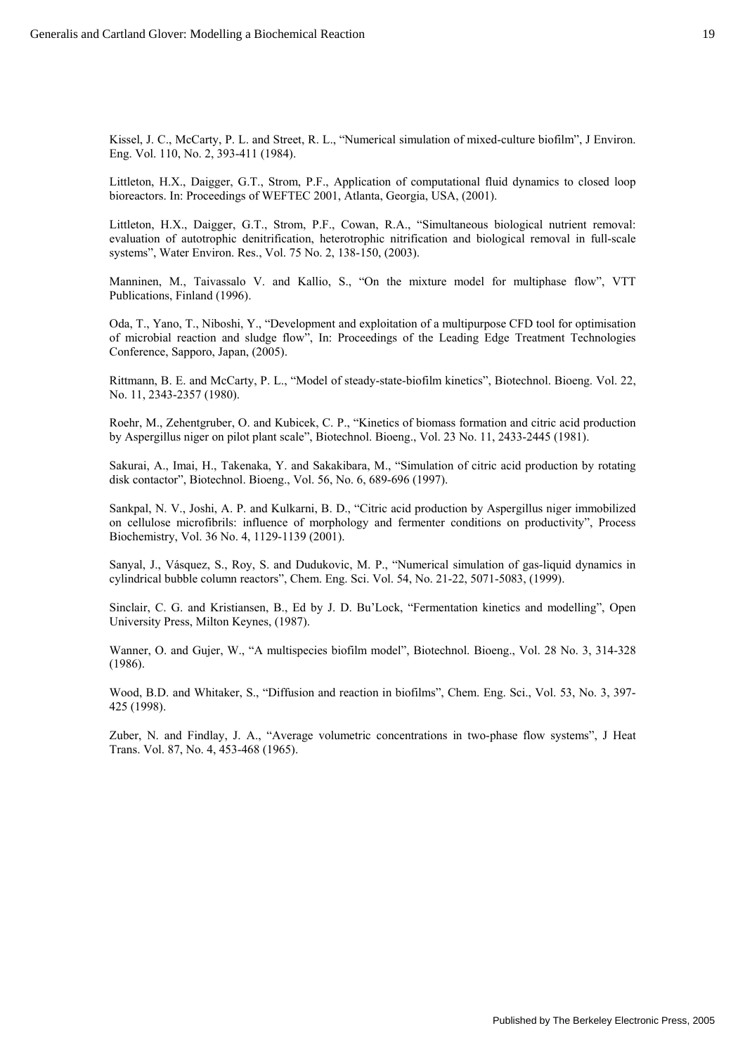Kissel, J. C., McCarty, P. L. and Street, R. L., “Numerical simulation of mixed-culture biofilm”, J Environ. Eng. Vol. 110, No. 2, 393-411 (1984).

Littleton, H.X., Daigger, G.T., Strom, P.F., Application of computational fluid dynamics to closed loop bioreactors. In: Proceedings of WEFTEC 2001, Atlanta, Georgia, USA, (2001).

Littleton, H.X., Daigger, G.T., Strom, P.F., Cowan, R.A., “Simultaneous biological nutrient removal: evaluation of autotrophic denitrification, heterotrophic nitrification and biological removal in full-scale systems”, Water Environ. Res., Vol. 75 No. 2, 138-150, (2003).

Manninen, M., Taivassalo V. and Kallio, S., “On the mixture model for multiphase flow”, VTT Publications, Finland (1996).

Oda, T., Yano, T., Niboshi, Y., “Development and exploitation of a multipurpose CFD tool for optimisation of microbial reaction and sludge flow”, In: Proceedings of the Leading Edge Treatment Technologies Conference, Sapporo, Japan, (2005).

Rittmann, B. E. and McCarty, P. L., “Model of steady-state-biofilm kinetics”, Biotechnol. Bioeng. Vol. 22, No. 11, 2343-2357 (1980).

Roehr, M., Zehentgruber, O. and Kubicek, C. P., “Kinetics of biomass formation and citric acid production by Aspergillus niger on pilot plant scale”, Biotechnol. Bioeng., Vol. 23 No. 11, 2433-2445 (1981).

Sakurai, A., Imai, H., Takenaka, Y. and Sakakibara, M., “Simulation of citric acid production by rotating disk contactor”, Biotechnol. Bioeng., Vol. 56, No. 6, 689-696 (1997).

Sankpal, N. V., Joshi, A. P. and Kulkarni, B. D., “Citric acid production by Aspergillus niger immobilized on cellulose microfibrils: influence of morphology and fermenter conditions on productivity”, Process Biochemistry, Vol. 36 No. 4, 1129-1139 (2001).

Sanyal, J., Vásquez, S., Roy, S. and Dudukovic, M. P., “Numerical simulation of gas-liquid dynamics in cylindrical bubble column reactors”, Chem. Eng. Sci. Vol. 54, No. 21-22, 5071-5083, (1999).

Sinclair, C. G. and Kristiansen, B., Ed by J. D. Bu’Lock, “Fermentation kinetics and modelling”, Open University Press, Milton Keynes, (1987).

Wanner, O. and Gujer, W., “A multispecies biofilm model”, Biotechnol. Bioeng., Vol. 28 No. 3, 314-328 (1986).

Wood, B.D. and Whitaker, S., “Diffusion and reaction in biofilms”, Chem. Eng. Sci., Vol. 53, No. 3, 397-425 (1998).

Zuber, N. and Findlay, J. A., “Average volumetric concentrations in two-phase flow systems”, J Heat Trans. Vol. 87, No. 4, 453-468 (1965).